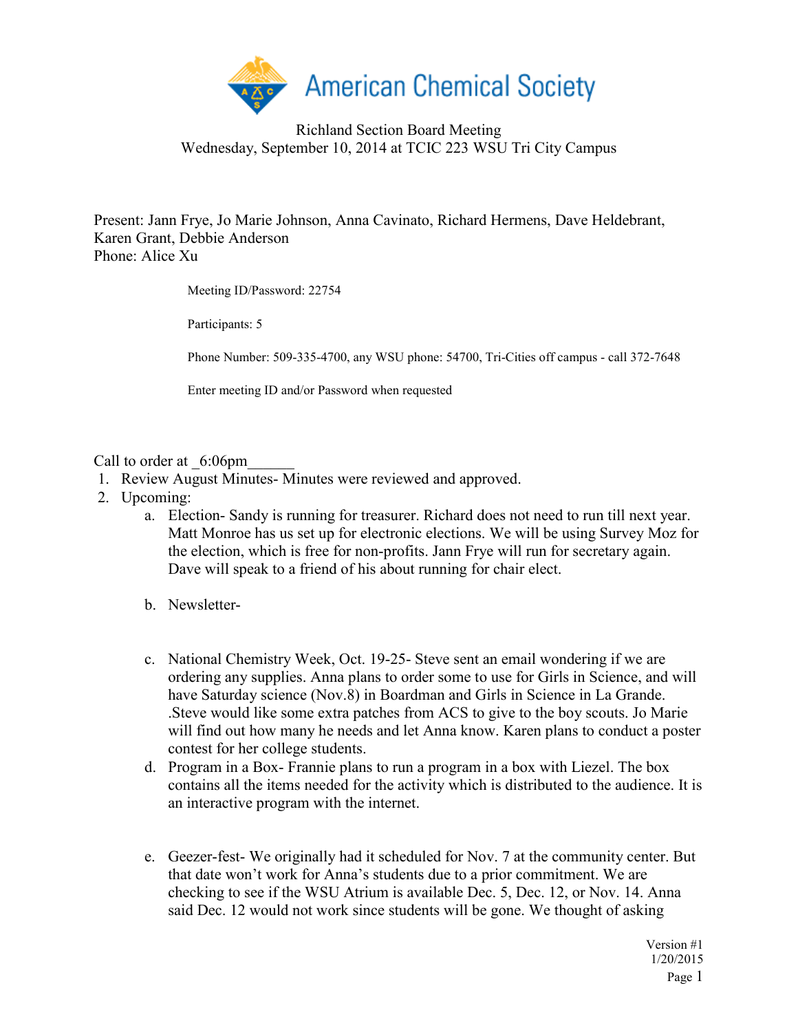American Chemical Society

Richland Section Board Meeting
Wednesday, September 10, 2014 at TCIC 223 WSU Tri City Campus

Present: Jann Frye, Jo Marie Johnson, Anna Cavinato, Richard Hermens, Dave Heldebrant, Karen Grant, Debbie Anderson
Phone: Alice Xu

> Meeting ID/Password: 22754
>
> Participants: 5
>
> Phone Number: 509-335-4700, any WSU phone: 54700, Tri-Cities off campus - call 372-7648
>
> Enter meeting ID and/or Password when requested

Call to order at _6:06pm______

1. Review August Minutes- Minutes were reviewed and approved.
2. Upcoming:
   a. Election- Sandy is running for treasurer. Richard does not need to run till next year. Matt Monroe has us set up for electronic elections. We will be using Survey Moz for the election, which is free for non-profits. Jann Frye will run for secretary again. Dave will speak to a friend of his about running for chair elect.

   b. Newsletter-

   c. National Chemistry Week, Oct. 19-25- Steve sent an email wondering if we are ordering any supplies. Anna plans to order some to use for Girls in Science, and will have Saturday science (Nov.8) in Boardman and Girls in Science in La Grande. .Steve would like some extra patches from ACS to give to the boy scouts. Jo Marie will find out how many he needs and let Anna know. Karen plans to conduct a poster contest for her college students.
   d. Program in a Box- Frannie plans to run a program in a box with Liezel. The box contains all the items needed for the activity which is distributed to the audience. It is an interactive program with the internet.

   e. Geezer-fest- We originally had it scheduled for Nov. 7 at the community center. But that date won't work for Anna's students due to a prior commitment. We are checking to see if the WSU Atrium is available Dec. 5, Dec. 12, or Nov. 14. Anna said Dec. 12 would not work since students will be gone. We thought of asking

Version #1
1/20/2015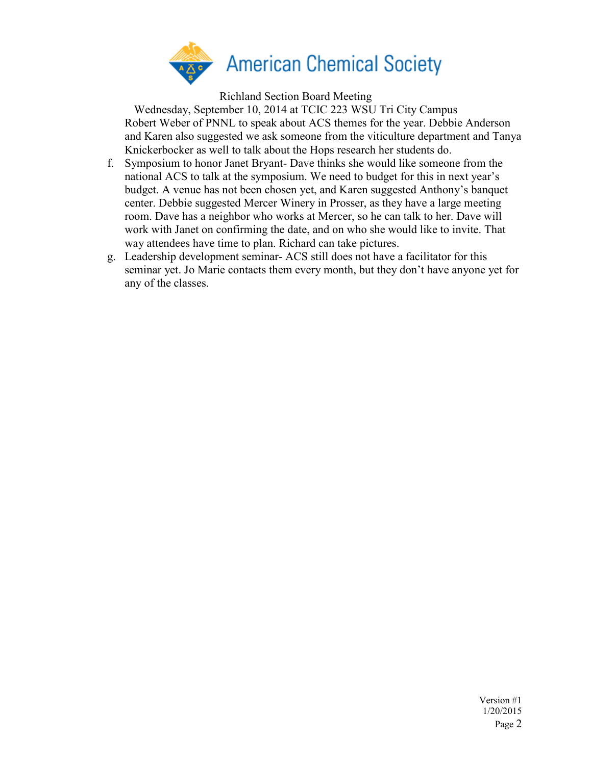Richland Section Board Meeting

Wednesday, September 10, 2014 at TCIC 223 WSU Tri City Campus

Robert Weber of PNNL to speak about ACS themes for the year. Debbie Anderson and Karen also suggested we ask someone from the viticulture department and Tanya Knickerbocker as well to talk about the Hops research her students do.

f. Symposium to honor Janet Bryant- Dave thinks she would like someone from the national ACS to talk at the symposium. We need to budget for this in next year's budget. A venue has not been chosen yet, and Karen suggested Anthony's banquet center. Debbie suggested Mercer Winery in Prosser, as they have a large meeting room. Dave has a neighbor who works at Mercer, so he can talk to her. Dave will work with Janet on confirming the date, and on who she would like to invite. That way attendees have time to plan. Richard can take pictures.

g. Leadership development seminar- ACS still does not have a facilitator for this seminar yet. Jo Marie contacts them every month, but they don't have anyone yet for any of the classes.

Version #1
1/20/2015